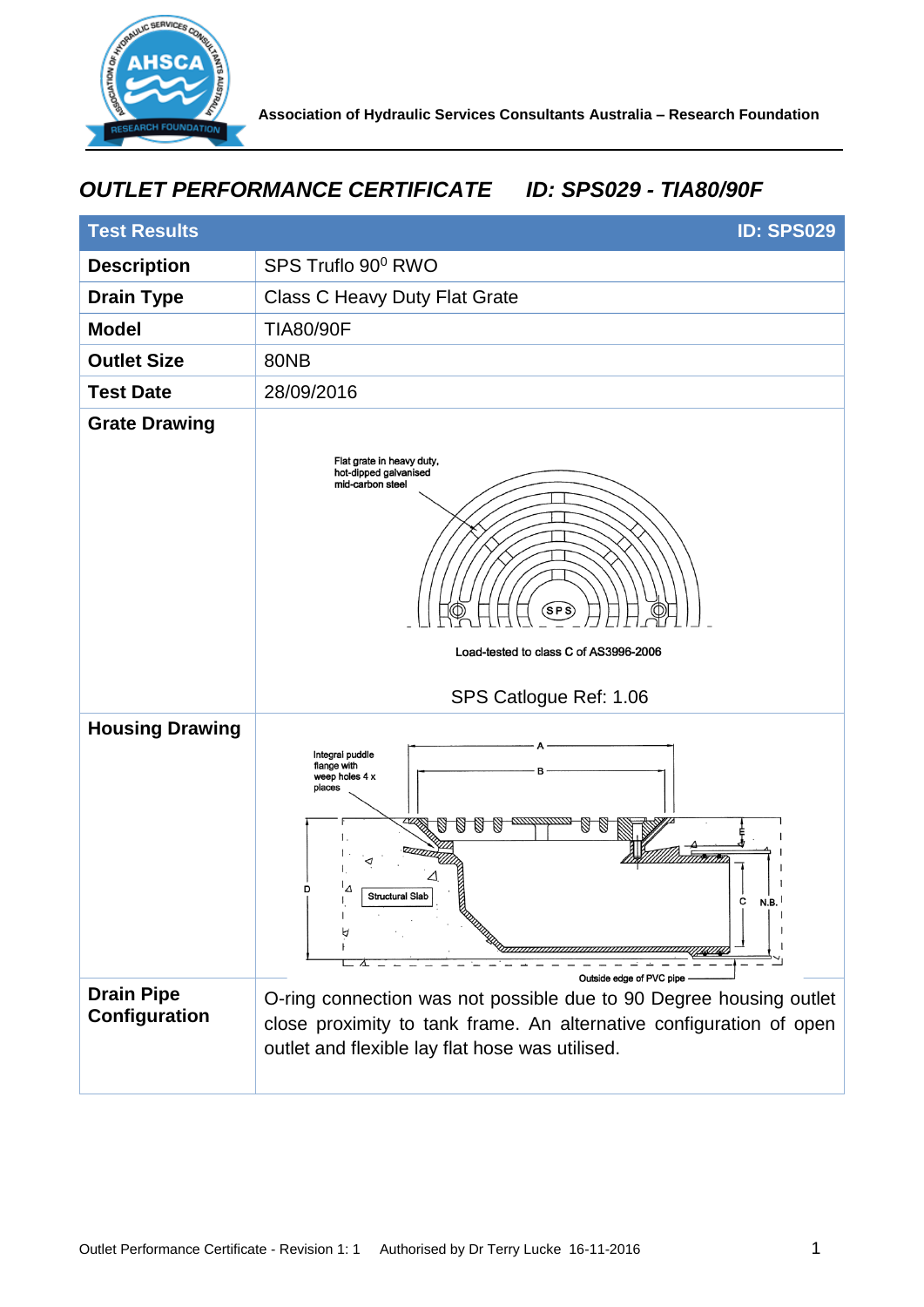Association of Hydraulic Services Consultants Australia – Research Foundation

# *OUTLET PERFORMANCE CERTIFICATE ID: SPS029 - TIA80/90F*

| Test Results | ID: SPS029 |
|---|---|
| **Description** | SPS Truflo 90$^0$ RWO |
| **Drain Type** | Class C Heavy Duty Flat Grate |
| **Model** | TIA80/90F |
| **Outlet Size** | 80NB |
| **Test Date** | 28/09/2016 |
| **Grate Drawing** | Flat grate in heavy duty, hot-dipped galvanised mid-carbon steel<br>Load-tested to class C of AS3996-2006<br>SPS Catlogue Ref: 1.06 |
| **Housing Drawing** | Integral puddle flange with weep holes 4 x places; A; B; D; C; N.B.; Structural Slab; Outside edge of PVC pipe |
| **Drain Pipe Configuration** | O-ring connection was not possible due to 90 Degree housing outlet close proximity to tank frame. An alternative configuration of open outlet and flexible lay flat hose was utilised. |

Outlet Performance Certificate - Revision 1: 1 Authorised by Dr Terry Lucke 16-11-2016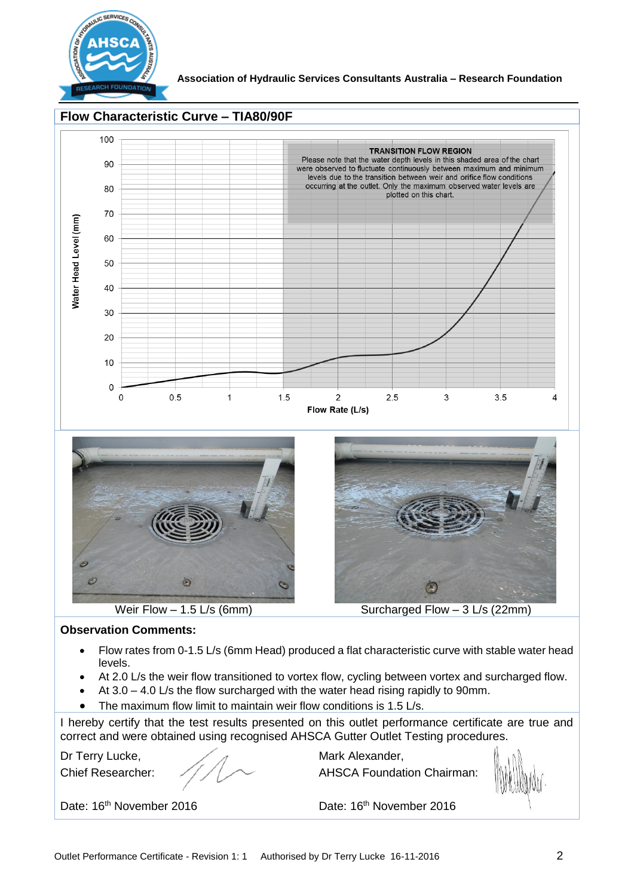Association of Hydraulic Services Consultants Australia – Research Foundation

## Flow Characteristic Curve – TIA80/90F

TRANSITION FLOW REGION

Please note that the water depth levels in this shaded area of the chart were observed to fluctuate continuously between maximum and minimum levels due to the transition between weir and orifice flow conditions occurring at the outlet. Only the maximum observed water levels are plotted on this chart.

Water Head Level (mm)

0
10
20
30
40
50
60
70
80
90
100

Flow Rate (L/s)

0
0.5
1
1.5
2
2.5
3
3.5
4

Weir Flow – 1.5 L/s (6mm)

Surcharged Flow – 3 L/s (22mm)

**Observation Comments:**

- Flow rates from 0-1.5 L/s (6mm Head) produced a flat characteristic curve with stable water head levels.
- At 2.0 L/s the weir flow transitioned to vortex flow, cycling between vortex and surcharged flow.
- At 3.0 – 4.0 L/s the flow surcharged with the water head rising rapidly to 90mm.
- The maximum flow limit to maintain weir flow conditions is 1.5 L/s.

I hereby certify that the test results presented on this outlet performance certificate are true and correct and were obtained using recognised AHSCA Gutter Outlet Testing procedures.

Dr Terry Lucke,
Chief Researcher:

Date: 16th November 2016

Mark Alexander,
AHSCA Foundation Chairman:

Date: 16th November 2016

Outlet Performance Certificate - Revision 1: 1 Authorised by Dr Terry Lucke 16-11-2016